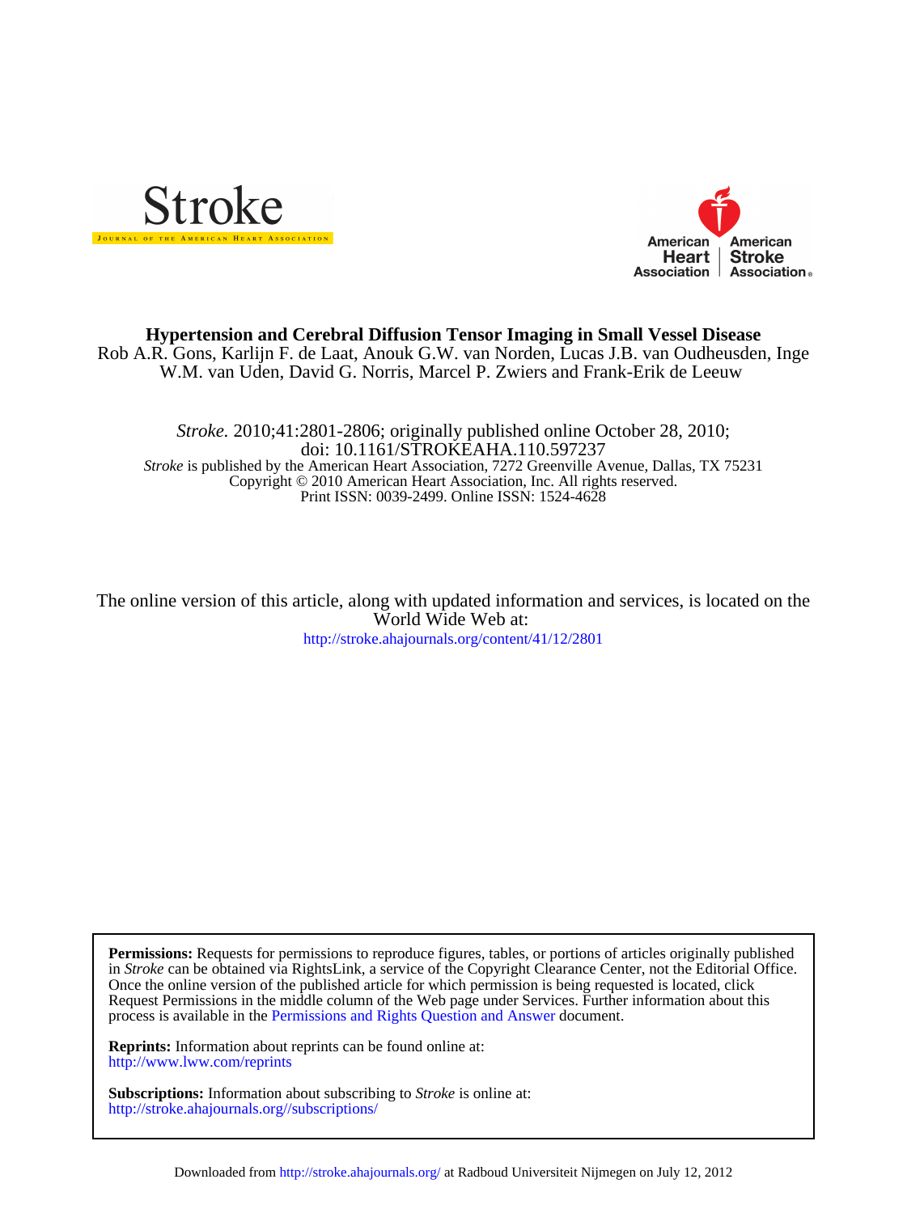# Hypertension and Cerebral Diffusion Tensor Imaging in Small Vessel Disease

Rob A.R. Gons, Karlijn F. de Laat, Anouk G.W. van Norden, Lucas J.B. van Oudheusden, Inge W.M. van Uden, David G. Norris, Marcel P. Zwiers and Frank-Erik de Leeuw

*Stroke.* 2010;41:2801-2806; originally published online October 28, 2010;
doi: 10.1161/STROKEAHA.110.597237
*Stroke* is published by the American Heart Association, 7272 Greenville Avenue, Dallas, TX 75231
Copyright © 2010 American Heart Association, Inc. All rights reserved.
Print ISSN: 0039-2499. Online ISSN: 1524-4628

The online version of this article, along with updated information and services, is located on the World Wide Web at:
http://stroke.ahajournals.org/content/41/12/2801

**Permissions:** Requests for permissions to reproduce figures, tables, or portions of articles originally published in *Stroke* can be obtained via RightsLink, a service of the Copyright Clearance Center, not the Editorial Office. Once the online version of the published article for which permission is being requested is located, click Request Permissions in the middle column of the Web page under Services. Further information about this process is available in the Permissions and Rights Question and Answer document.

**Reprints:** Information about reprints can be found online at:
http://www.lww.com/reprints

**Subscriptions:** Information about subscribing to *Stroke* is online at:
http://stroke.ahajournals.org//subscriptions/

Downloaded from http://stroke.ahajournals.org/ at Radboud Universiteit Nijmegen on July 12, 2012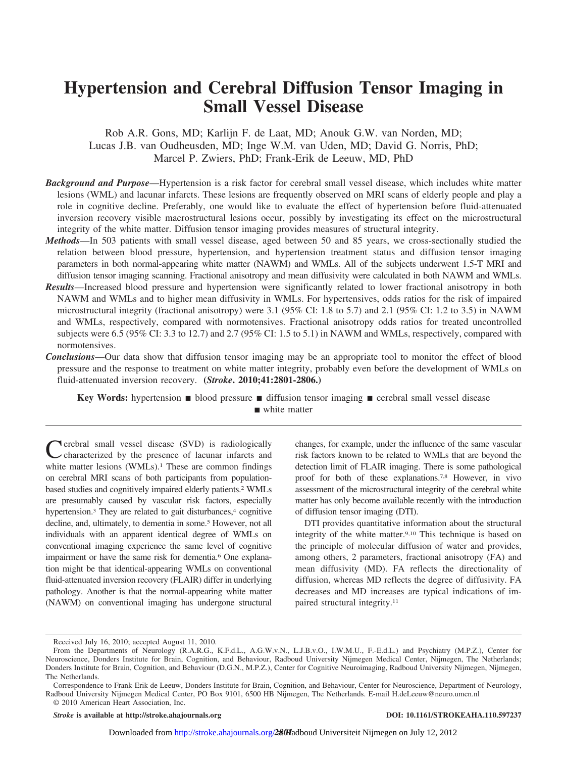# Hypertension and Cerebral Diffusion Tensor Imaging in Small Vessel Disease

Rob A.R. Gons, MD; Karlijn F. de Laat, MD; Anouk G.W. van Norden, MD; Lucas J.B. van Oudheusden, MD; Inge W.M. van Uden, MD; David G. Norris, PhD; Marcel P. Zwiers, PhD; Frank-Erik de Leeuw, MD, PhD

***Background and Purpose*****—**Hypertension is a risk factor for cerebral small vessel disease, which includes white matter lesions (WML) and lacunar infarcts. These lesions are frequently observed on MRI scans of elderly people and play a role in cognitive decline. Preferably, one would like to evaluate the effect of hypertension before fluid-attenuated inversion recovery visible macrostructural lesions occur, possibly by investigating its effect on the microstructural integrity of the white matter. Diffusion tensor imaging provides measures of structural integrity.

***Methods*****—**In 503 patients with small vessel disease, aged between 50 and 85 years, we cross-sectionally studied the relation between blood pressure, hypertension, and hypertension treatment status and diffusion tensor imaging parameters in both normal-appearing white matter (NAWM) and WMLs. All of the subjects underwent 1.5-T MRI and diffusion tensor imaging scanning. Fractional anisotropy and mean diffusivity were calculated in both NAWM and WMLs.

***Results*****—**Increased blood pressure and hypertension were significantly related to lower fractional anisotropy in both NAWM and WMLs and to higher mean diffusivity in WMLs. For hypertensives, odds ratios for the risk of impaired microstructural integrity (fractional anisotropy) were 3.1 (95% CI: 1.8 to 5.7) and 2.1 (95% CI: 1.2 to 3.5) in NAWM and WMLs, respectively, compared with normotensives. Fractional anisotropy odds ratios for treated uncontrolled subjects were 6.5 (95% CI: 3.3 to 12.7) and 2.7 (95% CI: 1.5 to 5.1) in NAWM and WMLs, respectively, compared with normotensives.

***Conclusions*****—**Our data show that diffusion tensor imaging may be an appropriate tool to monitor the effect of blood pressure and the response to treatment on white matter integrity, probably even before the development of WMLs on fluid-attenuated inversion recovery. **(*Stroke*. 2010;41:2801-2806.)**

**Key Words:** hypertension ■ blood pressure ■ diffusion tensor imaging ■ cerebral small vessel disease ■ white matter

Cerebral small vessel disease (SVD) is radiologically characterized by the presence of lacunar infarcts and white matter lesions (WMLs).[1] These are common findings on cerebral MRI scans of both participants from population-based studies and cognitively impaired elderly patients.[2] WMLs are presumably caused by vascular risk factors, especially hypertension.[3] They are related to gait disturbances,[4] cognitive decline, and, ultimately, to dementia in some.[5] However, not all individuals with an apparent identical degree of WMLs on conventional imaging experience the same level of cognitive impairment or have the same risk for dementia.[6] One explanation might be that identical-appearing WMLs on conventional fluid-attenuated inversion recovery (FLAIR) differ in underlying pathology. Another is that the normal-appearing white matter (NAWM) on conventional imaging has undergone structural changes, for example, under the influence of the same vascular risk factors known to be related to WMLs that are beyond the detection limit of FLAIR imaging. There is some pathological proof for both of these explanations.[7,8] However, in vivo assessment of the microstructural integrity of the cerebral white matter has only become available recently with the introduction of diffusion tensor imaging (DTI).

DTI provides quantitative information about the structural integrity of the white matter.[9,10] This technique is based on the principle of molecular diffusion of water and provides, among others, 2 parameters, fractional anisotropy (FA) and mean diffusivity (MD). FA reflects the directionality of diffusion, whereas MD reflects the degree of diffusivity. FA decreases and MD increases are typical indications of impaired structural integrity.[11]

Received July 16, 2010; accepted August 11, 2010.

From the Departments of Neurology (R.A.R.G., K.F.d.L., A.G.W.v.N., L.J.B.v.O., I.W.M.U., F.-E.d.L.) and Psychiatry (M.P.Z.), Center for Neuroscience, Donders Institute for Brain, Cognition, and Behaviour, Radboud University Nijmegen Medical Center, Nijmegen, The Netherlands; Donders Institute for Brain, Cognition, and Behaviour (D.G.N., M.P.Z.), Center for Cognitive Neuroimaging, Radboud University Nijmegen, Nijmegen, The Netherlands.

Correspondence to Frank-Erik de Leeuw, Donders Institute for Brain, Cognition, and Behaviour, Center for Neuroscience, Department of Neurology, Radboud University Nijmegen Medical Center, PO Box 9101, 6500 HB Nijmegen, The Netherlands. E-mail H.deLeeuw@neuro.umcn.nl

© 2010 American Heart Association, Inc.

***Stroke*** **is available at http://stroke.ahajournals.org** **DOI: 10.1161/STROKEAHA.110.597237**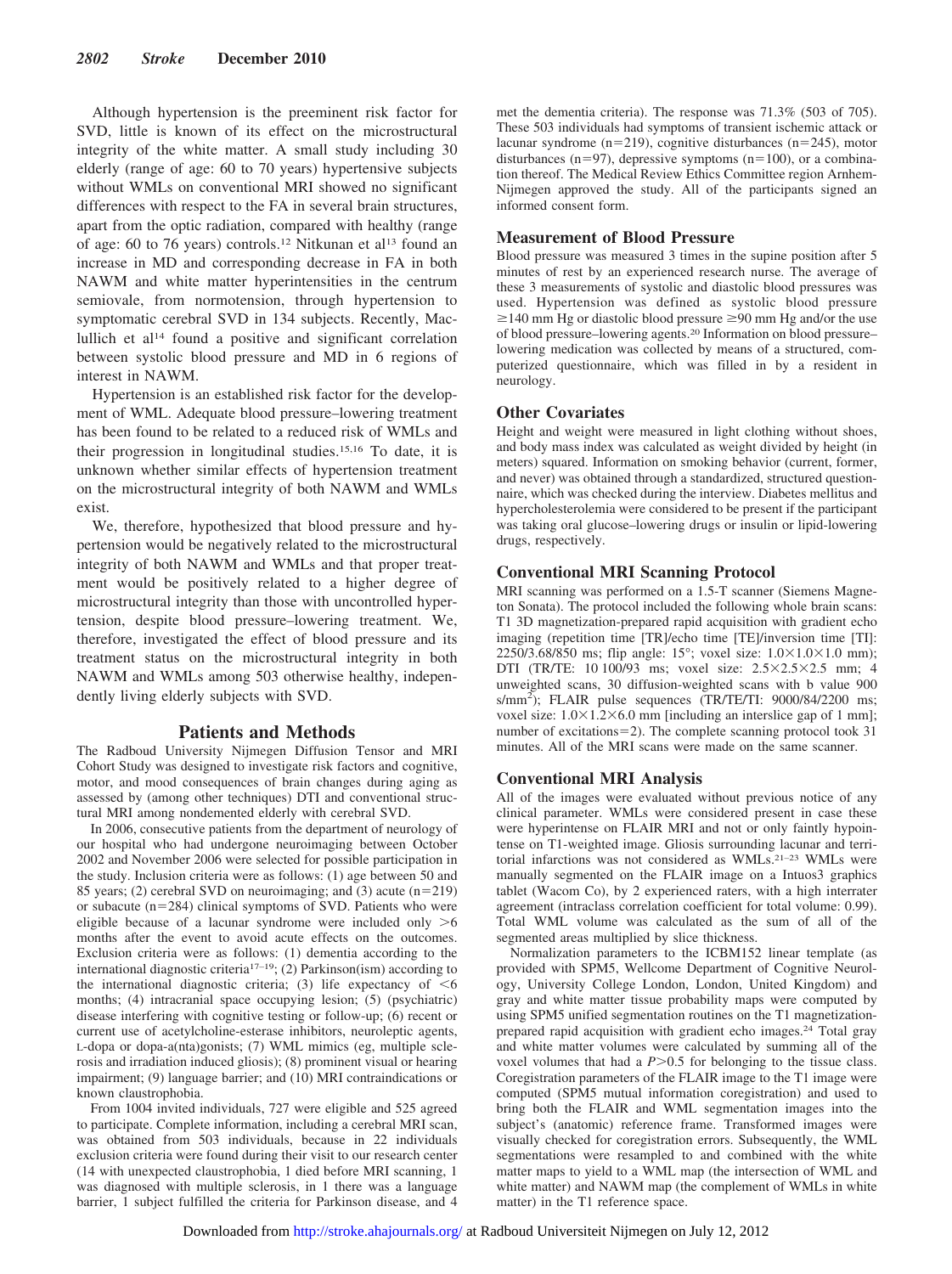Although hypertension is the preeminent risk factor for SVD, little is known of its effect on the microstructural integrity of the white matter. A small study including 30 elderly (range of age: 60 to 70 years) hypertensive subjects without WMLs on conventional MRI showed no significant differences with respect to the FA in several brain structures, apart from the optic radiation, compared with healthy (range of age: 60 to 76 years) controls.[12] Nitkunan et al[13] found an increase in MD and corresponding decrease in FA in both NAWM and white matter hyperintensities in the centrum semiovale, from normotension, through hypertension to symptomatic cerebral SVD in 134 subjects. Recently, Maclullich et al[14] found a positive and significant correlation between systolic blood pressure and MD in 6 regions of interest in NAWM.

Hypertension is an established risk factor for the development of WML. Adequate blood pressure–lowering treatment has been found to be related to a reduced risk of WMLs and their progression in longitudinal studies.[15,16] To date, it is unknown whether similar effects of hypertension treatment on the microstructural integrity of both NAWM and WMLs exist.

We, therefore, hypothesized that blood pressure and hypertension would be negatively related to the microstructural integrity of both NAWM and WMLs and that proper treatment would be positively related to a higher degree of microstructural integrity than those with uncontrolled hypertension, despite blood pressure–lowering treatment. We, therefore, investigated the effect of blood pressure and its treatment status on the microstructural integrity in both NAWM and WMLs among 503 otherwise healthy, independently living elderly subjects with SVD.

## Patients and Methods

The Radboud University Nijmegen Diffusion Tensor and MRI Cohort Study was designed to investigate risk factors and cognitive, motor, and mood consequences of brain changes during aging as assessed by (among other techniques) DTI and conventional structural MRI among nondemented elderly with cerebral SVD.

In 2006, consecutive patients from the department of neurology of our hospital who had undergone neuroimaging between October 2002 and November 2006 were selected for possible participation in the study. Inclusion criteria were as follows: (1) age between 50 and 85 years; (2) cerebral SVD on neuroimaging; and (3) acute (n=219) or subacute (n=284) clinical symptoms of SVD. Patients who were eligible because of a lacunar syndrome were included only >6 months after the event to avoid acute effects on the outcomes. Exclusion criteria were as follows: (1) dementia according to the international diagnostic criteria[17–19]; (2) Parkinson(ism) according to the international diagnostic criteria; (3) life expectancy of <6 months; (4) intracranial space occupying lesion; (5) (psychiatric) disease interfering with cognitive testing or follow-up; (6) recent or current use of acetylcholine-esterase inhibitors, neuroleptic agents, L-dopa or dopa-a(nta)gonists; (7) WML mimics (eg, multiple sclerosis and irradiation induced gliosis); (8) prominent visual or hearing impairment; (9) language barrier; and (10) MRI contraindications or known claustrophobia.

From 1004 invited individuals, 727 were eligible and 525 agreed to participate. Complete information, including a cerebral MRI scan, was obtained from 503 individuals, because in 22 individuals exclusion criteria were found during their visit to our research center (14 with unexpected claustrophobia, 1 died before MRI scanning, 1 was diagnosed with multiple sclerosis, in 1 there was a language barrier, 1 subject fulfilled the criteria for Parkinson disease, and 4 met the dementia criteria). The response was 71.3% (503 of 705). These 503 individuals had symptoms of transient ischemic attack or lacunar syndrome (n=219), cognitive disturbances (n=245), motor disturbances (n=97), depressive symptoms (n=100), or a combination thereof. The Medical Review Ethics Committee region Arnhem-Nijmegen approved the study. All of the participants signed an informed consent form.

### Measurement of Blood Pressure

Blood pressure was measured 3 times in the supine position after 5 minutes of rest by an experienced research nurse. The average of these 3 measurements of systolic and diastolic blood pressures was used. Hypertension was defined as systolic blood pressure ≥140 mm Hg or diastolic blood pressure ≥90 mm Hg and/or the use of blood pressure–lowering agents.[20] Information on blood pressure–lowering medication was collected by means of a structured, computerized questionnaire, which was filled in by a resident in neurology.

### Other Covariates

Height and weight were measured in light clothing without shoes, and body mass index was calculated as weight divided by height (in meters) squared. Information on smoking behavior (current, former, and never) was obtained through a standardized, structured questionnaire, which was checked during the interview. Diabetes mellitus and hypercholesterolemia were considered to be present if the participant was taking oral glucose–lowering drugs or insulin or lipid-lowering drugs, respectively.

### Conventional MRI Scanning Protocol

MRI scanning was performed on a 1.5-T scanner (Siemens Magneton Sonata). The protocol included the following whole brain scans: T1 3D magnetization-prepared rapid acquisition with gradient echo imaging (repetition time [TR]/echo time [TE]/inversion time [TI]: 2250/3.68/850 ms; flip angle: 15°; voxel size: 1.0×1.0×1.0 mm); DTI (TR/TE: 10 100/93 ms; voxel size: 2.5×2.5×2.5 mm; 4 unweighted scans, 30 diffusion-weighted scans with b value 900 s/mm$^2$); FLAIR pulse sequences (TR/TE/TI: 9000/84/2200 ms; voxel size: 1.0×1.2×6.0 mm [including an interslice gap of 1 mm]; number of excitations=2). The complete scanning protocol took 31 minutes. All of the MRI scans were made on the same scanner.

### Conventional MRI Analysis

All of the images were evaluated without previous notice of any clinical parameter. WMLs were considered present in case these were hyperintense on FLAIR MRI and not or only faintly hypointense on T1-weighted image. Gliosis surrounding lacunar and territorial infarctions was not considered as WMLs.[21–23] WMLs were manually segmented on the FLAIR image on a Intuos3 graphics tablet (Wacom Co), by 2 experienced raters, with a high interrater agreement (intraclass correlation coefficient for total volume: 0.99). Total WML volume was calculated as the sum of all of the segmented areas multiplied by slice thickness.

Normalization parameters to the ICBM152 linear template (as provided with SPM5, Wellcome Department of Cognitive Neurology, University College London, London, United Kingdom) and gray and white matter tissue probability maps were computed by using SPM5 unified segmentation routines on the T1 magnetization-prepared rapid acquisition with gradient echo images.[24] Total gray and white matter volumes were calculated by summing all of the voxel volumes that had a $P$>0.5 for belonging to the tissue class. Coregistration parameters of the FLAIR image to the T1 image were computed (SPM5 mutual information coregistration) and used to bring both the FLAIR and WML segmentation images into the subject's (anatomic) reference frame. Transformed images were visually checked for coregistration errors. Subsequently, the WML segmentations were resampled to and combined with the white matter maps to yield to a WML map (the intersection of WML and white matter) and NAWM map (the complement of WMLs in white matter) in the T1 reference space.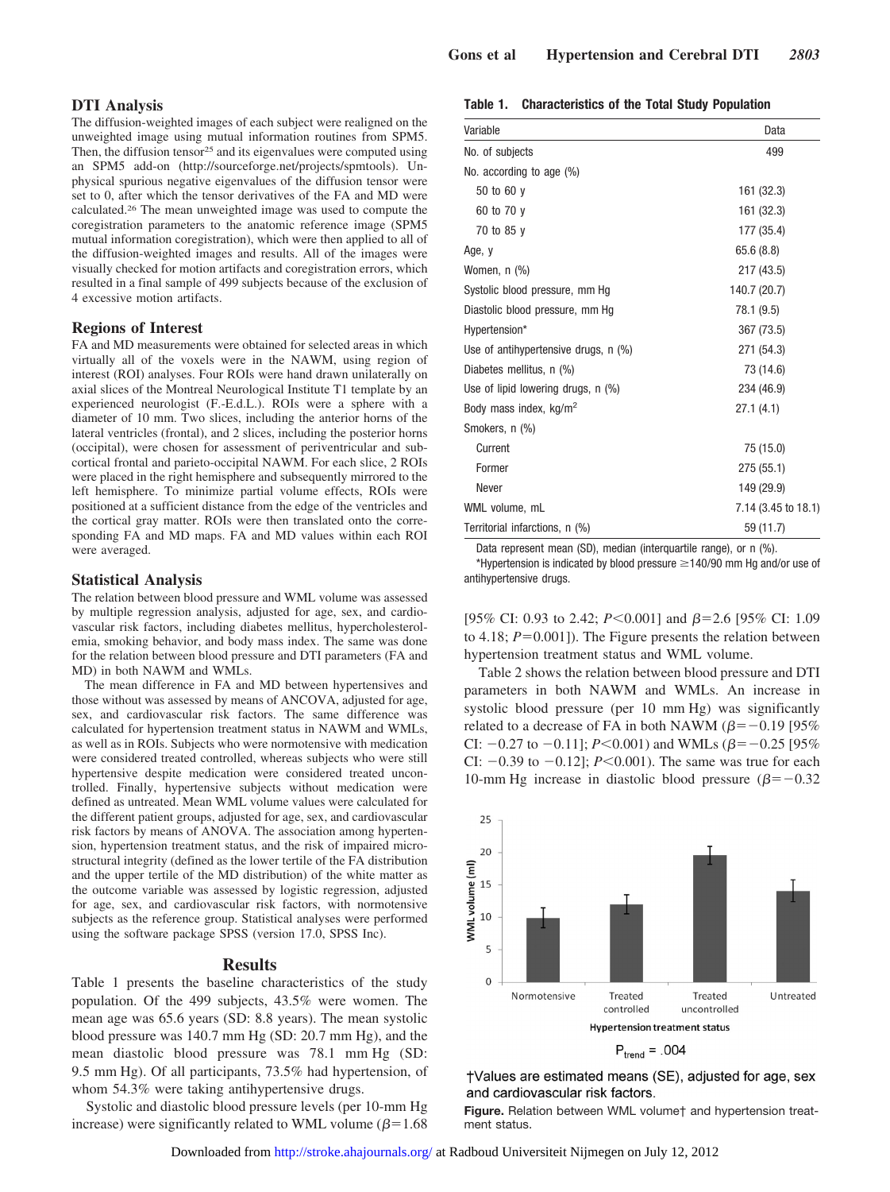## DTI Analysis

The diffusion-weighted images of each subject were realigned on the unweighted image using mutual information routines from SPM5. Then, the diffusion tensor[25] and its eigenvalues were computed using an SPM5 add-on (http://sourceforge.net/projects/spmtools). Unphysical spurious negative eigenvalues of the diffusion tensor were set to 0, after which the tensor derivatives of the FA and MD were calculated.[26] The mean unweighted image was used to compute the coregistration parameters to the anatomic reference image (SPM5 mutual information coregistration), which were then applied to all of the diffusion-weighted images and results. All of the images were visually checked for motion artifacts and coregistration errors, which resulted in a final sample of 499 subjects because of the exclusion of 4 excessive motion artifacts.

## Regions of Interest

FA and MD measurements were obtained for selected areas in which virtually all of the voxels were in the NAWM, using region of interest (ROI) analyses. Four ROIs were hand drawn unilaterally on axial slices of the Montreal Neurological Institute T1 template by an experienced neurologist (F.-E.d.L.). ROIs were a sphere with a diameter of 10 mm. Two slices, including the anterior horns of the lateral ventricles (frontal), and 2 slices, including the posterior horns (occipital), were chosen for assessment of periventricular and subcortical frontal and parieto-occipital NAWM. For each slice, 2 ROIs were placed in the right hemisphere and subsequently mirrored to the left hemisphere. To minimize partial volume effects, ROIs were positioned at a sufficient distance from the edge of the ventricles and the cortical gray matter. ROIs were then translated onto the corresponding FA and MD maps. FA and MD values within each ROI were averaged.

## Statistical Analysis

The relation between blood pressure and WML volume was assessed by multiple regression analysis, adjusted for age, sex, and cardiovascular risk factors, including diabetes mellitus, hypercholesterolemia, smoking behavior, and body mass index. The same was done for the relation between blood pressure and DTI parameters (FA and MD) in both NAWM and WMLs.

The mean difference in FA and MD between hypertensives and those without was assessed by means of ANCOVA, adjusted for age, sex, and cardiovascular risk factors. The same difference was calculated for hypertension treatment status in NAWM and WMLs, as well as in ROIs. Subjects who were normotensive with medication were considered treated controlled, whereas subjects who were still hypertensive despite medication were considered treated uncontrolled. Finally, hypertensive subjects without medication were defined as untreated. Mean WML volume values were calculated for the different patient groups, adjusted for age, sex, and cardiovascular risk factors by means of ANOVA. The association among hypertension, hypertension treatment status, and the risk of impaired microstructural integrity (defined as the lower tertile of the FA distribution and the upper tertile of the MD distribution) of the white matter as the outcome variable was assessed by logistic regression, adjusted for age, sex, and cardiovascular risk factors, with normotensive subjects as the reference group. Statistical analyses were performed using the software package SPSS (version 17.0, SPSS Inc).

# Results

Table 1 presents the baseline characteristics of the study population. Of the 499 subjects, 43.5% were women. The mean age was 65.6 years (SD: 8.8 years). The mean systolic blood pressure was 140.7 mm Hg (SD: 20.7 mm Hg), and the mean diastolic blood pressure was 78.1 mm Hg (SD: 9.5 mm Hg). Of all participants, 73.5% had hypertension, of whom 54.3% were taking antihypertensive drugs.

Systolic and diastolic blood pressure levels (per 10-mm Hg increase) were significantly related to WML volume ($\beta$=1.68 [95% CI: 0.93 to 2.42; $P$<0.001] and $\beta$=2.6 [95% CI: 1.09 to 4.18; $P$=0.001]). The Figure presents the relation between hypertension treatment status and WML volume.

Table 2 shows the relation between blood pressure and DTI parameters in both NAWM and WMLs. An increase in systolic blood pressure (per 10 mm Hg) was significantly related to a decrease of FA in both NAWM ($\beta$=−0.19 [95% CI: −0.27 to −0.11]; $P$<0.001) and WMLs ($\beta$=−0.25 [95% CI: −0.39 to −0.12]; $P$<0.001). The same was true for each 10-mm Hg increase in diastolic blood pressure ($\beta$=−0.32

**Table 1. Characteristics of the Total Study Population**

| Variable | Data |
|---|---|
| No. of subjects | 499 |
| No. according to age (%) | |
| 50 to 60 y | 161 (32.3) |
| 60 to 70 y | 161 (32.3) |
| 70 to 85 y | 177 (35.4) |
| Age, y | 65.6 (8.8) |
| Women, n (%) | 217 (43.5) |
| Systolic blood pressure, mm Hg | 140.7 (20.7) |
| Diastolic blood pressure, mm Hg | 78.1 (9.5) |
| Hypertension* | 367 (73.5) |
| Use of antihypertensive drugs, n (%) | 271 (54.3) |
| Diabetes mellitus, n (%) | 73 (14.6) |
| Use of lipid lowering drugs, n (%) | 234 (46.9) |
| Body mass index, kg/m$^2$ | 27.1 (4.1) |
| Smokers, n (%) | |
| Current | 75 (15.0) |
| Former | 275 (55.1) |
| Never | 149 (29.9) |
| WML volume, mL | 7.14 (3.45 to 18.1) |
| Territorial infarctions, n (%) | 59 (11.7) |

Data represent mean (SD), median (interquartile range), or n (%).

*Hypertension is indicated by blood pressure ≥140/90 mm Hg and/or use of antihypertensive drugs.

| Hypertension treatment status | WML volume (ml) |
|---|---|
| Normotensive | ~10 |
| Treated controlled | ~12 |
| Treated uncontrolled | ~19.5 |
| Untreated | ~14 |

$P_{trend}$ = .004

†Values are estimated means (SE), adjusted for age, sex and cardiovascular risk factors.

**Figure.** Relation between WML volume† and hypertension treatment status.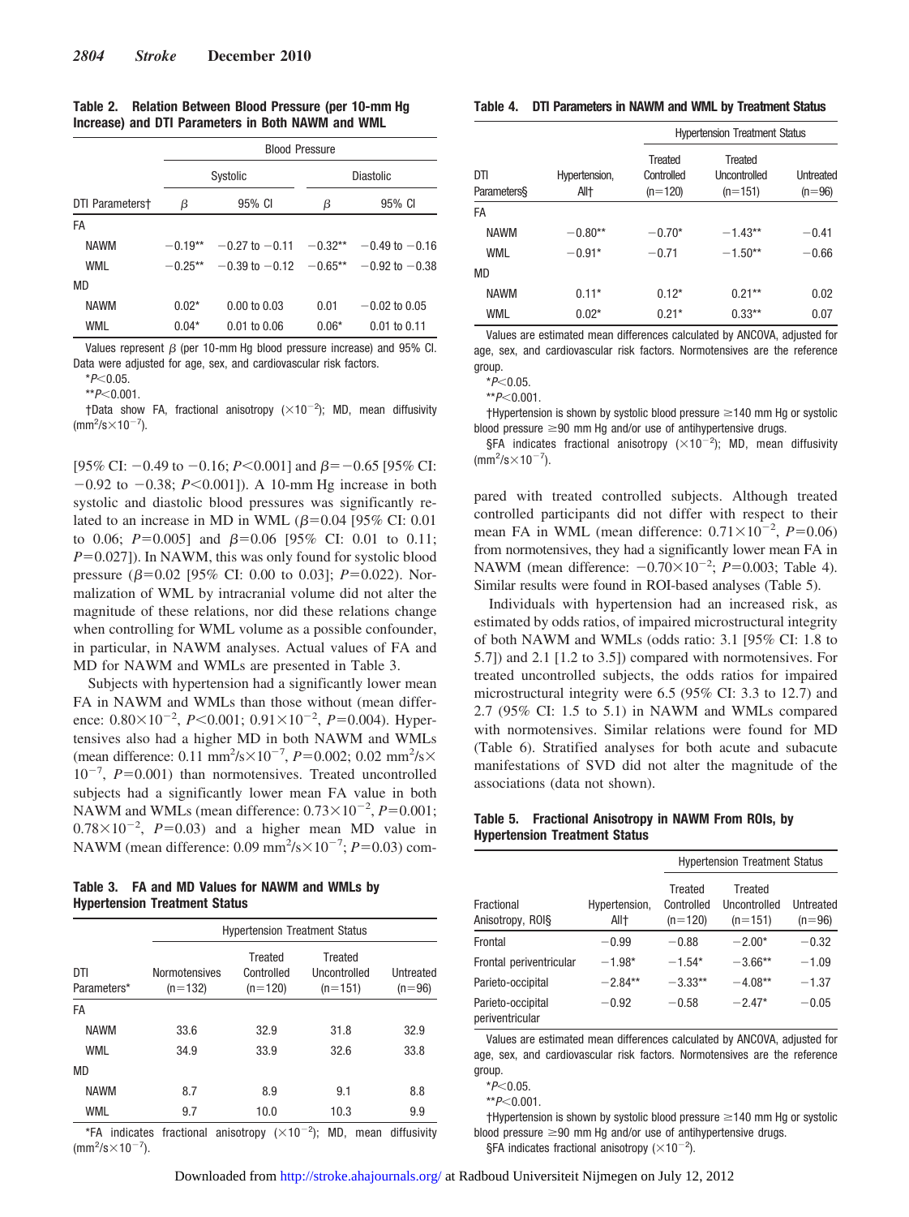**Table 2. Relation Between Blood Pressure (per 10-mm Hg Increase) and DTI Parameters in Both NAWM and WML**

| | Blood Pressure | | | |
|---|---|---|---|---|
| | Systolic | | Diastolic | |
| DTI Parameters† | β | 95% CI | β | 95% CI |
| FA | | | | |
| NAWM | −0.19** | −0.27 to −0.11 | −0.32** | −0.49 to −0.16 |
| WML | −0.25** | −0.39 to −0.12 | −0.65** | −0.92 to −0.38 |
| MD | | | | |
| NAWM | 0.02* | 0.00 to 0.03 | 0.01 | −0.02 to 0.05 |
| WML | 0.04* | 0.01 to 0.06 | 0.06* | 0.01 to 0.11 |

Values represent β (per 10-mm Hg blood pressure increase) and 95% CI. Data were adjusted for age, sex, and cardiovascular risk factors.

*$P<0.05$.

**$P<0.001$.

†Data show FA, fractional anisotropy ($\times 10^{-2}$); MD, mean diffusivity ($mm^2/s \times 10^{-7}$).

[95% CI: −0.49 to −0.16; $P<0.001$] and β=−0.65 [95% CI: −0.92 to −0.38; $P<0.001$]). A 10-mm Hg increase in both systolic and diastolic blood pressures was significantly related to an increase in MD in WML (β=0.04 [95% CI: 0.01 to 0.06; $P=0.005$] and β=0.06 [95% CI: 0.01 to 0.11; $P=0.027$]). In NAWM, this was only found for systolic blood pressure (β=0.02 [95% CI: 0.00 to 0.03]; $P=0.022$). Normalization of WML by intracranial volume did not alter the magnitude of these relations, nor did these relations change when controlling for WML volume as a possible confounder, in particular, in NAWM analyses. Actual values of FA and MD for NAWM and WMLs are presented in Table 3.

Subjects with hypertension had a significantly lower mean FA in NAWM and WMLs than those without (mean difference: $0.80\times10^{-2}$, $P<0.001$; $0.91\times10^{-2}$, $P=0.004$). Hypertensives also had a higher MD in both NAWM and WMLs (mean difference: 0.11 $mm^2/s\times10^{-7}$, $P=0.002$; 0.02 $mm^2/s\times10^{-7}$, $P=0.001$) than normotensives. Treated uncontrolled subjects had a significantly lower mean FA value in both NAWM and WMLs (mean difference: $0.73\times10^{-2}$, $P=0.001$; $0.78\times10^{-2}$, $P=0.03$) and a higher mean MD value in NAWM (mean difference: 0.09 $mm^2/s\times10^{-7}$; $P=0.03$) compared with treated controlled subjects. Although treated controlled participants did not differ with respect to their mean FA in WML (mean difference: $0.71\times10^{-2}$, $P=0.06$) from normotensives, they had a significantly lower mean FA in NAWM (mean difference: $-0.70\times10^{-2}$; $P=0.003$; Table 4). Similar results were found in ROI-based analyses (Table 5).

Individuals with hypertension had an increased risk, as estimated by odds ratios, of impaired microstructural integrity of both NAWM and WMLs (odds ratio: 3.1 [95% CI: 1.8 to 5.7]) and 2.1 [1.2 to 3.5]) compared with normotensives. For treated uncontrolled subjects, the odds ratios for impaired microstructural integrity were 6.5 (95% CI: 3.3 to 12.7) and 2.7 (95% CI: 1.5 to 5.1) in NAWM and WMLs compared with normotensives. Similar relations were found for MD (Table 6). Stratified analyses for both acute and subacute manifestations of SVD did not alter the magnitude of the associations (data not shown).

**Table 3. FA and MD Values for NAWM and WMLs by Hypertension Treatment Status**

| | Hypertension Treatment Status | | | |
|---|---|---|---|---|
| DTI Parameters* | Normotensives (n=132) | Treated Controlled (n=120) | Treated Uncontrolled (n=151) | Untreated (n=96) |
| FA | | | | |
| NAWM | 33.6 | 32.9 | 31.8 | 32.9 |
| WML | 34.9 | 33.9 | 32.6 | 33.8 |
| MD | | | | |
| NAWM | 8.7 | 8.9 | 9.1 | 8.8 |
| WML | 9.7 | 10.0 | 10.3 | 9.9 |

*FA indicates fractional anisotropy ($\times10^{-2}$); MD, mean diffusivity ($mm^2/s\times10^{-7}$).

**Table 4. DTI Parameters in NAWM and WML by Treatment Status**

| | | Hypertension Treatment Status | | |
|---|---|---|---|---|
| DTI Parameters§ | Hypertension, All† | Treated Controlled (n=120) | Treated Uncontrolled (n=151) | Untreated (n=96) |
| FA | | | | |
| NAWM | −0.80** | −0.70* | −1.43** | −0.41 |
| WML | −0.91* | −0.71 | −1.50** | −0.66 |
| MD | | | | |
| NAWM | 0.11* | 0.12* | 0.21** | 0.02 |
| WML | 0.02* | 0.21* | 0.33** | 0.07 |

Values are estimated mean differences calculated by ANCOVA, adjusted for age, sex, and cardiovascular risk factors. Normotensives are the reference group.

*$P<0.05$.

**$P<0.001$.

†Hypertension is shown by systolic blood pressure ≥140 mm Hg or systolic blood pressure ≥90 mm Hg and/or use of antihypertensive drugs.

§FA indicates fractional anisotropy ($\times10^{-2}$); MD, mean diffusivity ($mm^2/s\times10^{-7}$).

**Table 5. Fractional Anisotropy in NAWM From ROIs, by Hypertension Treatment Status**

| | | Hypertension Treatment Status | | |
|---|---|---|---|---|
| Fractional Anisotropy, ROI§ | Hypertension, All† | Treated Controlled (n=120) | Treated Uncontrolled (n=151) | Untreated (n=96) |
| Frontal | −0.99 | −0.88 | −2.00* | −0.32 |
| Frontal periventricular | −1.98* | −1.54* | −3.66** | −1.09 |
| Parieto-occipital | −2.84** | −3.33** | −4.08** | −1.37 |
| Parieto-occipital periventricular | −0.92 | −0.58 | −2.47* | −0.05 |

Values are estimated mean differences calculated by ANCOVA, adjusted for age, sex, and cardiovascular risk factors. Normotensives are the reference group.

*$P<0.05$.

**$P<0.001$.

†Hypertension is shown by systolic blood pressure ≥140 mm Hg or systolic blood pressure ≥90 mm Hg and/or use of antihypertensive drugs.

§FA indicates fractional anisotropy ($\times10^{-2}$).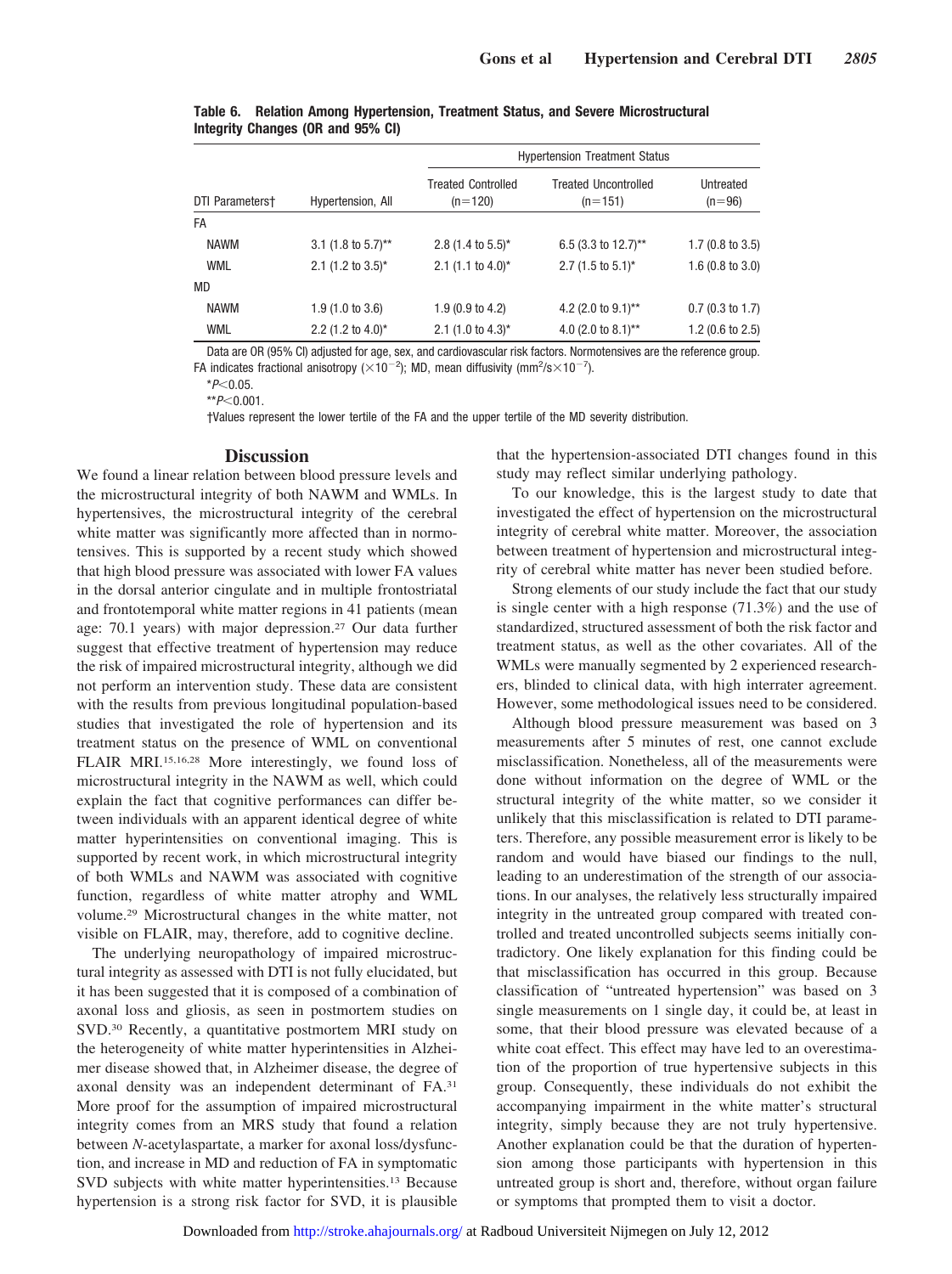**Table 6. Relation Among Hypertension, Treatment Status, and Severe Microstructural Integrity Changes (OR and 95% CI)**

| DTI Parameters† | Hypertension, All | Hypertension Treatment Status | | |
|---|---|---|---|---|
| | | Treated Controlled (n=120) | Treated Uncontrolled (n=151) | Untreated (n=96) |
| FA | | | | |
| NAWM | 3.1 (1.8 to 5.7)** | 2.8 (1.4 to 5.5)* | 6.5 (3.3 to 12.7)** | 1.7 (0.8 to 3.5) |
| WML | 2.1 (1.2 to 3.5)* | 2.1 (1.1 to 4.0)* | 2.7 (1.5 to 5.1)* | 1.6 (0.8 to 3.0) |
| MD | | | | |
| NAWM | 1.9 (1.0 to 3.6) | 1.9 (0.9 to 4.2) | 4.2 (2.0 to 9.1)** | 0.7 (0.3 to 1.7) |
| WML | 2.2 (1.2 to 4.0)* | 2.1 (1.0 to 4.3)* | 4.0 (2.0 to 8.1)** | 1.2 (0.6 to 2.5) |

Data are OR (95% CI) adjusted for age, sex, and cardiovascular risk factors. Normotensives are the reference group. FA indicates fractional anisotropy ($\times 10^{-2}$); MD, mean diffusivity ($mm^2/s \times 10^{-7}$).

*$P<0.05$.

**$P<0.001$.

†Values represent the lower tertile of the FA and the upper tertile of the MD severity distribution.

## Discussion

We found a linear relation between blood pressure levels and the microstructural integrity of both NAWM and WMLs. In hypertensives, the microstructural integrity of the cerebral white matter was significantly more affected than in normotensives. This is supported by a recent study which showed that high blood pressure was associated with lower FA values in the dorsal anterior cingulate and in multiple frontostriatal and frontotemporal white matter regions in 41 patients (mean age: 70.1 years) with major depression.[27] Our data further suggest that effective treatment of hypertension may reduce the risk of impaired microstructural integrity, although we did not perform an intervention study. These data are consistent with the results from previous longitudinal population-based studies that investigated the role of hypertension and its treatment status on the presence of WML on conventional FLAIR MRI.[15,16,28] More interestingly, we found loss of microstructural integrity in the NAWM as well, which could explain the fact that cognitive performances can differ between individuals with an apparent identical degree of white matter hyperintensities on conventional imaging. This is supported by recent work, in which microstructural integrity of both WMLs and NAWM was associated with cognitive function, regardless of white matter atrophy and WML volume.[29] Microstructural changes in the white matter, not visible on FLAIR, may, therefore, add to cognitive decline.

The underlying neuropathology of impaired microstructural integrity as assessed with DTI is not fully elucidated, but it has been suggested that it is composed of a combination of axonal loss and gliosis, as seen in postmortem studies on SVD.[30] Recently, a quantitative postmortem MRI study on the heterogeneity of white matter hyperintensities in Alzheimer disease showed that, in Alzheimer disease, the degree of axonal density was an independent determinant of FA.[31] More proof for the assumption of impaired microstructural integrity comes from an MRS study that found a relation between *N*-acetylaspartate, a marker for axonal loss/dysfunction, and increase in MD and reduction of FA in symptomatic SVD subjects with white matter hyperintensities.[13] Because hypertension is a strong risk factor for SVD, it is plausible that the hypertension-associated DTI changes found in this study may reflect similar underlying pathology.

To our knowledge, this is the largest study to date that investigated the effect of hypertension on the microstructural integrity of cerebral white matter. Moreover, the association between treatment of hypertension and microstructural integrity of cerebral white matter has never been studied before.

Strong elements of our study include the fact that our study is single center with a high response (71.3%) and the use of standardized, structured assessment of both the risk factor and treatment status, as well as the other covariates. All of the WMLs were manually segmented by 2 experienced researchers, blinded to clinical data, with high interrater agreement. However, some methodological issues need to be considered.

Although blood pressure measurement was based on 3 measurements after 5 minutes of rest, one cannot exclude misclassification. Nonetheless, all of the measurements were done without information on the degree of WML or the structural integrity of the white matter, so we consider it unlikely that this misclassification is related to DTI parameters. Therefore, any possible measurement error is likely to be random and would have biased our findings to the null, leading to an underestimation of the strength of our associations. In our analyses, the relatively less structurally impaired integrity in the untreated group compared with treated controlled and treated uncontrolled subjects seems initially contradictory. One likely explanation for this finding could be that misclassification has occurred in this group. Because classification of "untreated hypertension" was based on 3 single measurements on 1 single day, it could be, at least in some, that their blood pressure was elevated because of a white coat effect. This effect may have led to an overestimation of the proportion of true hypertensive subjects in this group. Consequently, these individuals do not exhibit the accompanying impairment in the white matter's structural integrity, simply because they are not truly hypertensive. Another explanation could be that the duration of hypertension among those participants with hypertension in this untreated group is short and, therefore, without organ failure or symptoms that prompted them to visit a doctor.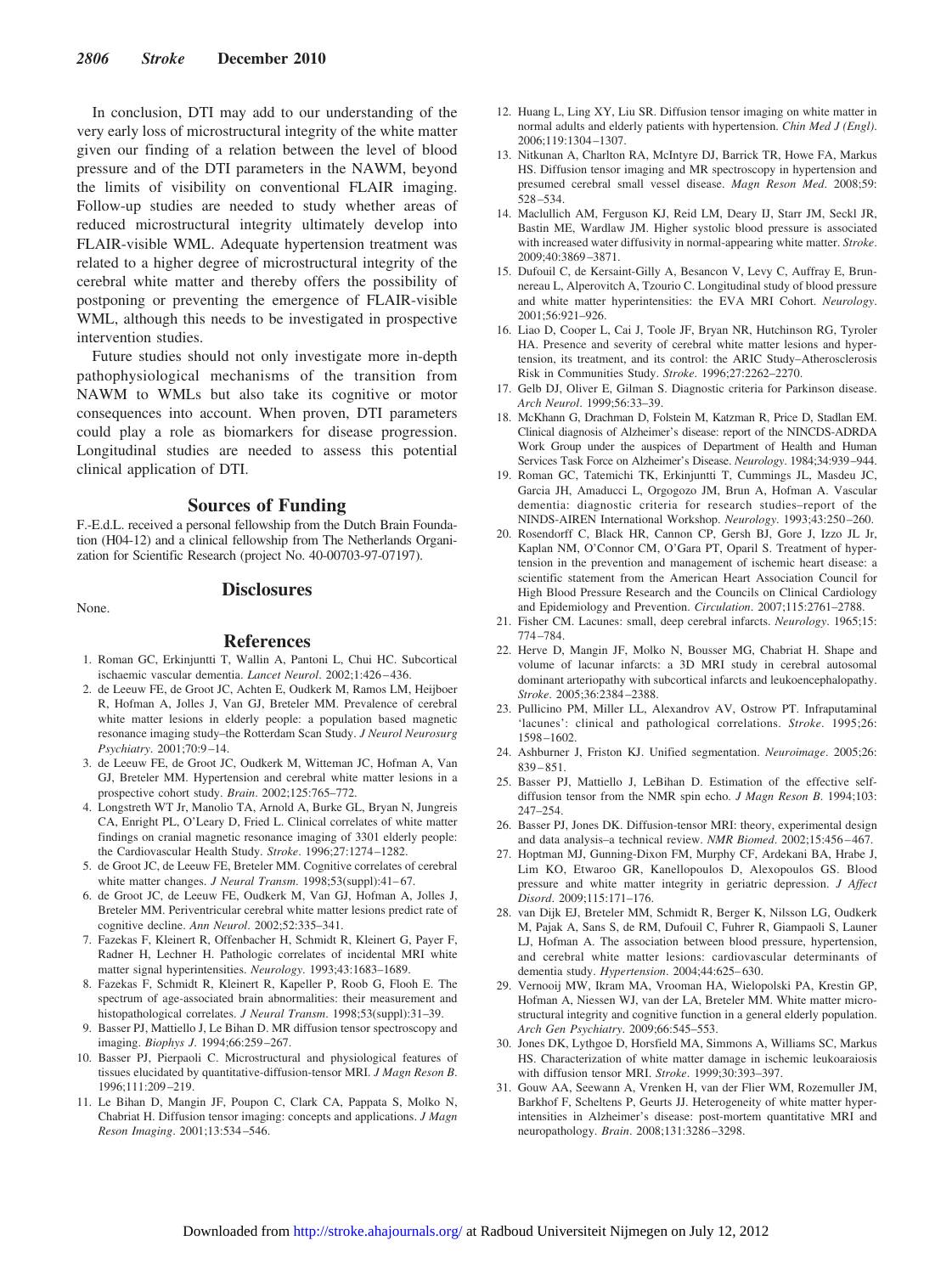In conclusion, DTI may add to our understanding of the very early loss of microstructural integrity of the white matter given our finding of a relation between the level of blood pressure and of the DTI parameters in the NAWM, beyond the limits of visibility on conventional FLAIR imaging. Follow-up studies are needed to study whether areas of reduced microstructural integrity ultimately develop into FLAIR-visible WML. Adequate hypertension treatment was related to a higher degree of microstructural integrity of the cerebral white matter and thereby offers the possibility of postponing or preventing the emergence of FLAIR-visible WML, although this needs to be investigated in prospective intervention studies.

Future studies should not only investigate more in-depth pathophysiological mechanisms of the transition from NAWM to WMLs but also take its cognitive or motor consequences into account. When proven, DTI parameters could play a role as biomarkers for disease progression. Longitudinal studies are needed to assess this potential clinical application of DTI.

## Sources of Funding

F.-E.d.L. received a personal fellowship from the Dutch Brain Foundation (H04-12) and a clinical fellowship from The Netherlands Organization for Scientific Research (project No. 40-00703-97-07197).

## Disclosures

None.

## References

1. Roman GC, Erkinjuntti T, Wallin A, Pantoni L, Chui HC. Subcortical ischaemic vascular dementia. *Lancet Neurol*. 2002;1:426–436.
2. de Leeuw FE, de Groot JC, Achten E, Oudkerk M, Ramos LM, Heijboer R, Hofman A, Jolles J, Van GJ, Breteler MM. Prevalence of cerebral white matter lesions in elderly people: a population based magnetic resonance imaging study–the Rotterdam Scan Study. *J Neurol Neurosurg Psychiatry*. 2001;70:9–14.
3. de Leeuw FE, de Groot JC, Oudkerk M, Witteman JC, Hofman A, Van GJ, Breteler MM. Hypertension and cerebral white matter lesions in a prospective cohort study. *Brain*. 2002;125:765–772.
4. Longstreth WT Jr, Manolio TA, Arnold A, Burke GL, Bryan N, Jungreis CA, Enright PL, O'Leary D, Fried L. Clinical correlates of white matter findings on cranial magnetic resonance imaging of 3301 elderly people: the Cardiovascular Health Study. *Stroke*. 1996;27:1274–1282.
5. de Groot JC, de Leeuw FE, Breteler MM. Cognitive correlates of cerebral white matter changes. *J Neural Transm*. 1998;53(suppl):41–67.
6. de Groot JC, de Leeuw FE, Oudkerk M, Van GJ, Hofman A, Jolles J, Breteler MM. Periventricular cerebral white matter lesions predict rate of cognitive decline. *Ann Neurol*. 2002;52:335–341.
7. Fazekas F, Kleinert R, Offenbacher H, Schmidt R, Kleinert G, Payer F, Radner H, Lechner H. Pathologic correlates of incidental MRI white matter signal hyperintensities. *Neurology*. 1993;43:1683–1689.
8. Fazekas F, Schmidt R, Kleinert R, Kapeller P, Roob G, Flooh E. The spectrum of age-associated brain abnormalities: their measurement and histopathological correlates. *J Neural Transm*. 1998;53(suppl):31–39.
9. Basser PJ, Mattiello J, Le Bihan D. MR diffusion tensor spectroscopy and imaging. *Biophys J*. 1994;66:259–267.
10. Basser PJ, Pierpaoli C. Microstructural and physiological features of tissues elucidated by quantitative-diffusion-tensor MRI. *J Magn Reson B*. 1996;111:209–219.
11. Le Bihan D, Mangin JF, Poupon C, Clark CA, Pappata S, Molko N, Chabriat H. Diffusion tensor imaging: concepts and applications. *J Magn Reson Imaging*. 2001;13:534–546.
12. Huang L, Ling XY, Liu SR. Diffusion tensor imaging on white matter in normal adults and elderly patients with hypertension. *Chin Med J (Engl)*. 2006;119:1304–1307.
13. Nitkunan A, Charlton RA, McIntyre DJ, Barrick TR, Howe FA, Markus HS. Diffusion tensor imaging and MR spectroscopy in hypertension and presumed cerebral small vessel disease. *Magn Reson Med*. 2008;59: 528–534.
14. Maclullich AM, Ferguson KJ, Reid LM, Deary IJ, Starr JM, Seckl JR, Bastin ME, Wardlaw JM. Higher systolic blood pressure is associated with increased water diffusivity in normal-appearing white matter. *Stroke*. 2009;40:3869–3871.
15. Dufouil C, de Kersaint-Gilly A, Besancon V, Levy C, Auffray E, Brunnereau L, Alperovitch A, Tzourio C. Longitudinal study of blood pressure and white matter hyperintensities: the EVA MRI Cohort. *Neurology*. 2001;56:921–926.
16. Liao D, Cooper L, Cai J, Toole JF, Bryan NR, Hutchinson RG, Tyroler HA. Presence and severity of cerebral white matter lesions and hypertension, its treatment, and its control: the ARIC Study–Atherosclerosis Risk in Communities Study. *Stroke*. 1996;27:2262–2270.
17. Gelb DJ, Oliver E, Gilman S. Diagnostic criteria for Parkinson disease. *Arch Neurol*. 1999;56:33–39.
18. McKhann G, Drachman D, Folstein M, Katzman R, Price D, Stadlan EM. Clinical diagnosis of Alzheimer's disease: report of the NINCDS-ADRDA Work Group under the auspices of Department of Health and Human Services Task Force on Alzheimer's Disease. *Neurology*. 1984;34:939–944.
19. Roman GC, Tatemichi TK, Erkinjuntti T, Cummings JL, Masdeu JC, Garcia JH, Amaducci L, Orgogozo JM, Brun A, Hofman A. Vascular dementia: diagnostic criteria for research studies–report of the NINDS-AIREN International Workshop. *Neurology*. 1993;43:250–260.
20. Rosendorff C, Black HR, Cannon CP, Gersh BJ, Gore J, Izzo JL Jr, Kaplan NM, O'Connor CM, O'Gara PT, Oparil S. Treatment of hypertension in the prevention and management of ischemic heart disease: a scientific statement from the American Heart Association Council for High Blood Pressure Research and the Councils on Clinical Cardiology and Epidemiology and Prevention. *Circulation*. 2007;115:2761–2788.
21. Fisher CM. Lacunes: small, deep cerebral infarcts. *Neurology*. 1965;15: 774–784.
22. Herve D, Mangin JF, Molko N, Bousser MG, Chabriat H. Shape and volume of lacunar infarcts: a 3D MRI study in cerebral autosomal dominant arteriopathy with subcortical infarcts and leukoencephalopathy. *Stroke*. 2005;36:2384–2388.
23. Pullicino PM, Miller LL, Alexandrov AV, Ostrow PT. Infraputaminal 'lacunes': clinical and pathological correlations. *Stroke*. 1995;26: 1598–1602.
24. Ashburner J, Friston KJ. Unified segmentation. *Neuroimage*. 2005;26: 839–851.
25. Basser PJ, Mattiello J, LeBihan D. Estimation of the effective self-diffusion tensor from the NMR spin echo. *J Magn Reson B*. 1994;103: 247–254.
26. Basser PJ, Jones DK. Diffusion-tensor MRI: theory, experimental design and data analysis–a technical review. *NMR Biomed*. 2002;15:456–467.
27. Hoptman MJ, Gunning-Dixon FM, Murphy CF, Ardekani BA, Hrabe J, Lim KO, Etwaroo GR, Kanellopoulos D, Alexopoulos GS. Blood pressure and white matter integrity in geriatric depression. *J Affect Disord*. 2009;115:171–176.
28. van Dijk EJ, Breteler MM, Schmidt R, Berger K, Nilsson LG, Oudkerk M, Pajak A, Sans S, de RM, Dufouil C, Fuhrer R, Giampaoli S, Launer LJ, Hofman A. The association between blood pressure, hypertension, and cerebral white matter lesions: cardiovascular determinants of dementia study. *Hypertension*. 2004;44:625–630.
29. Vernooij MW, Ikram MA, Vrooman HA, Wielopolski PA, Krestin GP, Hofman A, Niessen WJ, van der LA, Breteler MM. White matter microstructural integrity and cognitive function in a general elderly population. *Arch Gen Psychiatry*. 2009;66:545–553.
30. Jones DK, Lythgoe D, Horsfield MA, Simmons A, Williams SC, Markus HS. Characterization of white matter damage in ischemic leukoaraiosis with diffusion tensor MRI. *Stroke*. 1999;30:393–397.
31. Gouw AA, Seewann A, Vrenken H, van der Flier WM, Rozemuller JM, Barkhof F, Scheltens P, Geurts JJ. Heterogeneity of white matter hyperintensities in Alzheimer's disease: post-mortem quantitative MRI and neuropathology. *Brain*. 2008;131:3286–3298.